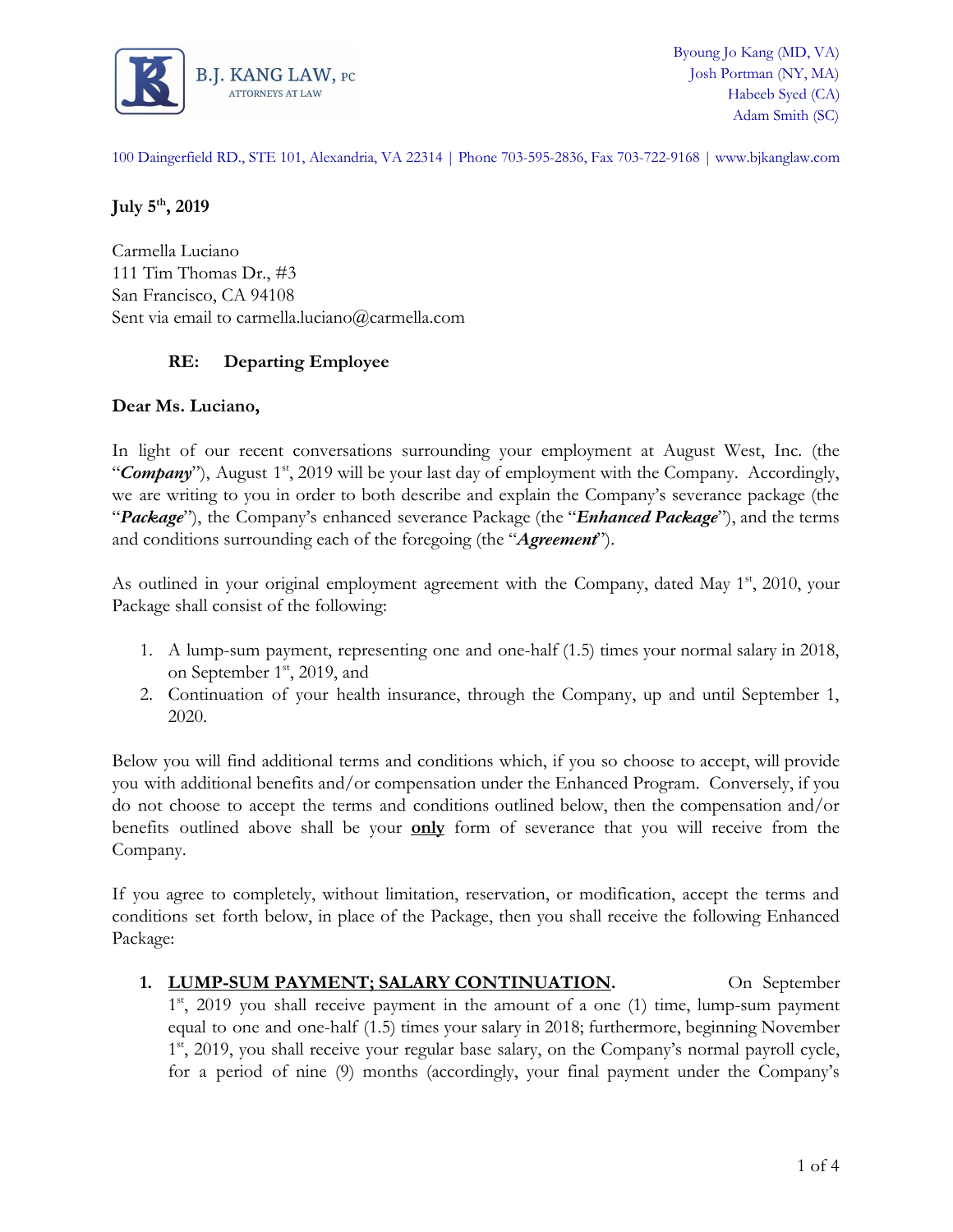B.J. KANG LAW, PC
ATTORNEYS AT LAW

Byoung Jo Kang (MD, VA)
Josh Portman (NY, MA)
Habeeb Syed (CA)
Adam Smith (SC)

100 Daingerfield RD., STE 101, Alexandria, VA 22314 | Phone 703-595-2836, Fax 703-722-9168 | www.bjkanglaw.com

**July 5th, 2019**

Carmella Luciano
111 Tim Thomas Dr., #3
San Francisco, CA 94108
Sent via email to carmella.luciano@carmella.com

**RE: Departing Employee**

**Dear Ms. Luciano,**

In light of our recent conversations surrounding your employment at August West, Inc. (the "***Company***"), August 1st, 2019 will be your last day of employment with the Company. Accordingly, we are writing to you in order to both describe and explain the Company's severance package (the "***Package***"), the Company's enhanced severance Package (the "***Enhanced Package***"), and the terms and conditions surrounding each of the foregoing (the "***Agreement***").

As outlined in your original employment agreement with the Company, dated May 1st, 2010, your Package shall consist of the following:

1. A lump-sum payment, representing one and one-half (1.5) times your normal salary in 2018, on September 1st, 2019, and
2. Continuation of your health insurance, through the Company, up and until September 1, 2020.

Below you will find additional terms and conditions which, if you so choose to accept, will provide you with additional benefits and/or compensation under the Enhanced Program. Conversely, if you do not choose to accept the terms and conditions outlined below, then the compensation and/or benefits outlined above shall be your **<u>only</u>** form of severance that you will receive from the Company.

If you agree to completely, without limitation, reservation, or modification, accept the terms and conditions set forth below, in place of the Package, then you shall receive the following Enhanced Package:

1. **<u>LUMP-SUM PAYMENT; SALARY CONTINUATION</u>.** On September 1st, 2019 you shall receive payment in the amount of a one (1) time, lump-sum payment equal to one and one-half (1.5) times your salary in 2018; furthermore, beginning November 1st, 2019, you shall receive your regular base salary, on the Company's normal payroll cycle, for a period of nine (9) months (accordingly, your final payment under the Company's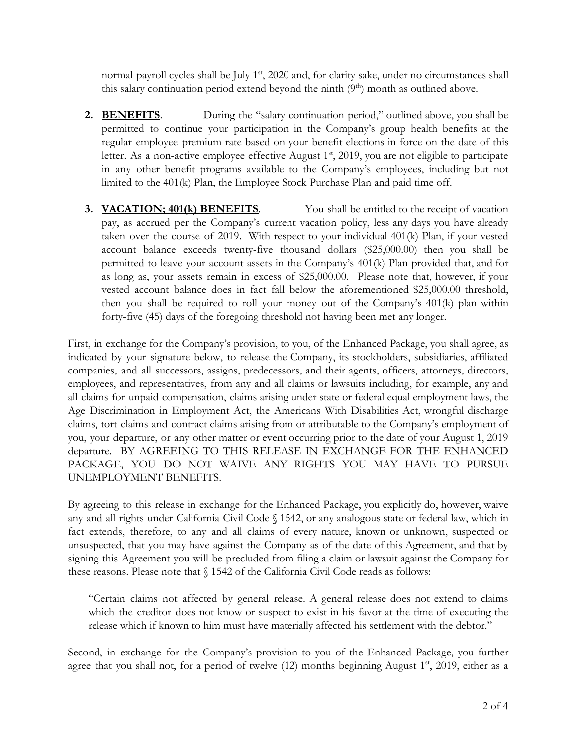normal payroll cycles shall be July 1st, 2020 and, for clarity sake, under no circumstances shall this salary continuation period extend beyond the ninth (9th) month as outlined above.

2. **BENEFITS**. During the "salary continuation period," outlined above, you shall be permitted to continue your participation in the Company's group health benefits at the regular employee premium rate based on your benefit elections in force on the date of this letter. As a non-active employee effective August 1st, 2019, you are not eligible to participate in any other benefit programs available to the Company's employees, including but not limited to the 401(k) Plan, the Employee Stock Purchase Plan and paid time off.

3. **VACATION; 401(k) BENEFITS**. You shall be entitled to the receipt of vacation pay, as accrued per the Company's current vacation policy, less any days you have already taken over the course of 2019. With respect to your individual 401(k) Plan, if your vested account balance exceeds twenty-five thousand dollars ($25,000.00) then you shall be permitted to leave your account assets in the Company's 401(k) Plan provided that, and for as long as, your assets remain in excess of $25,000.00. Please note that, however, if your vested account balance does in fact fall below the aforementioned $25,000.00 threshold, then you shall be required to roll your money out of the Company's 401(k) plan within forty-five (45) days of the foregoing threshold not having been met any longer.

First, in exchange for the Company's provision, to you, of the Enhanced Package, you shall agree, as indicated by your signature below, to release the Company, its stockholders, subsidiaries, affiliated companies, and all successors, assigns, predecessors, and their agents, officers, attorneys, directors, employees, and representatives, from any and all claims or lawsuits including, for example, any and all claims for unpaid compensation, claims arising under state or federal equal employment laws, the Age Discrimination in Employment Act, the Americans With Disabilities Act, wrongful discharge claims, tort claims and contract claims arising from or attributable to the Company's employment of you, your departure, or any other matter or event occurring prior to the date of your August 1, 2019 departure. BY AGREEING TO THIS RELEASE IN EXCHANGE FOR THE ENHANCED PACKAGE, YOU DO NOT WAIVE ANY RIGHTS YOU MAY HAVE TO PURSUE UNEMPLOYMENT BENEFITS.

By agreeing to this release in exchange for the Enhanced Package, you explicitly do, however, waive any and all rights under California Civil Code § 1542, or any analogous state or federal law, which in fact extends, therefore, to any and all claims of every nature, known or unknown, suspected or unsuspected, that you may have against the Company as of the date of this Agreement, and that by signing this Agreement you will be precluded from filing a claim or lawsuit against the Company for these reasons. Please note that § 1542 of the California Civil Code reads as follows:

> "Certain claims not affected by general release. A general release does not extend to claims which the creditor does not know or suspect to exist in his favor at the time of executing the release which if known to him must have materially affected his settlement with the debtor."

Second, in exchange for the Company's provision to you of the Enhanced Package, you further agree that you shall not, for a period of twelve (12) months beginning August 1st, 2019, either as a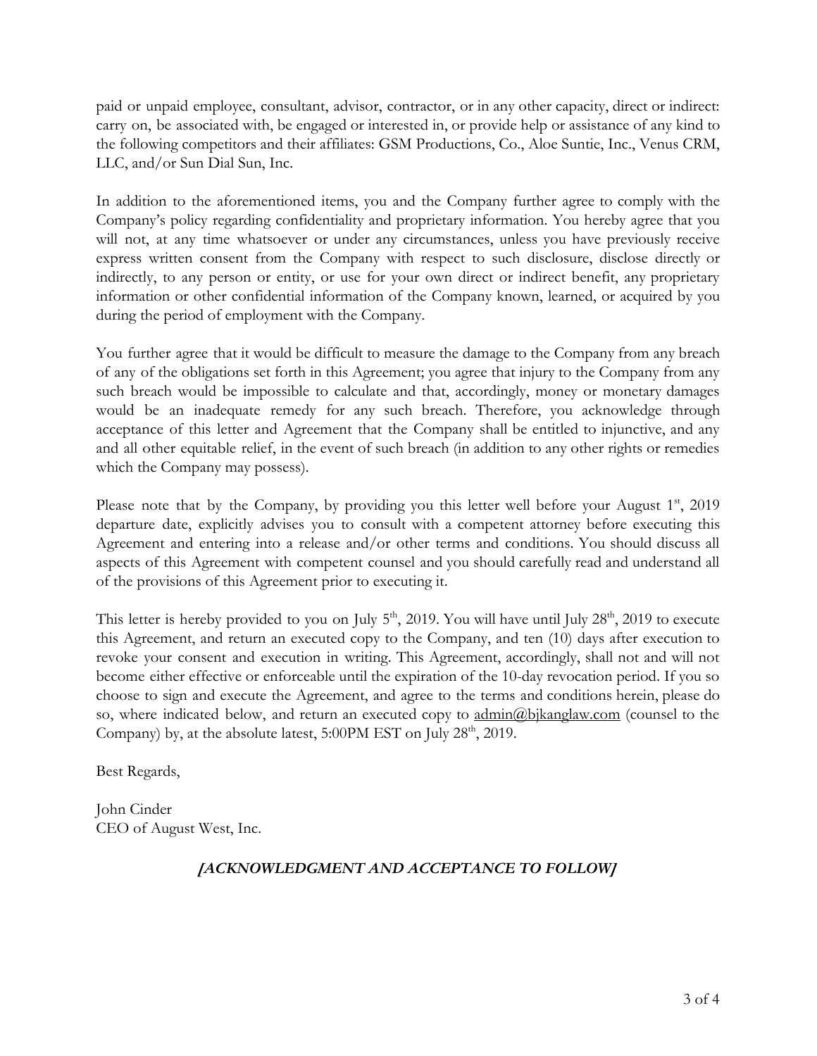paid or unpaid employee, consultant, advisor, contractor, or in any other capacity, direct or indirect: carry on, be associated with, be engaged or interested in, or provide help or assistance of any kind to the following competitors and their affiliates: GSM Productions, Co., Aloe Suntie, Inc., Venus CRM, LLC, and/or Sun Dial Sun, Inc.

In addition to the aforementioned items, you and the Company further agree to comply with the Company's policy regarding confidentiality and proprietary information. You hereby agree that you will not, at any time whatsoever or under any circumstances, unless you have previously receive express written consent from the Company with respect to such disclosure, disclose directly or indirectly, to any person or entity, or use for your own direct or indirect benefit, any proprietary information or other confidential information of the Company known, learned, or acquired by you during the period of employment with the Company.

You further agree that it would be difficult to measure the damage to the Company from any breach of any of the obligations set forth in this Agreement; you agree that injury to the Company from any such breach would be impossible to calculate and that, accordingly, money or monetary damages would be an inadequate remedy for any such breach. Therefore, you acknowledge through acceptance of this letter and Agreement that the Company shall be entitled to injunctive, and any and all other equitable relief, in the event of such breach (in addition to any other rights or remedies which the Company may possess).

Please note that by the Company, by providing you this letter well before your August 1st, 2019 departure date, explicitly advises you to consult with a competent attorney before executing this Agreement and entering into a release and/or other terms and conditions. You should discuss all aspects of this Agreement with competent counsel and you should carefully read and understand all of the provisions of this Agreement prior to executing it.

This letter is hereby provided to you on July 5th, 2019. You will have until July 28th, 2019 to execute this Agreement, and return an executed copy to the Company, and ten (10) days after execution to revoke your consent and execution in writing. This Agreement, accordingly, shall not and will not become either effective or enforceable until the expiration of the 10-day revocation period. If you so choose to sign and execute the Agreement, and agree to the terms and conditions herein, please do so, where indicated below, and return an executed copy to admin@bjkanglaw.com (counsel to the Company) by, at the absolute latest, 5:00PM EST on July 28th, 2019.

Best Regards,

John Cinder
CEO of August West, Inc.

***[ACKNOWLEDGMENT AND ACCEPTANCE TO FOLLOW]***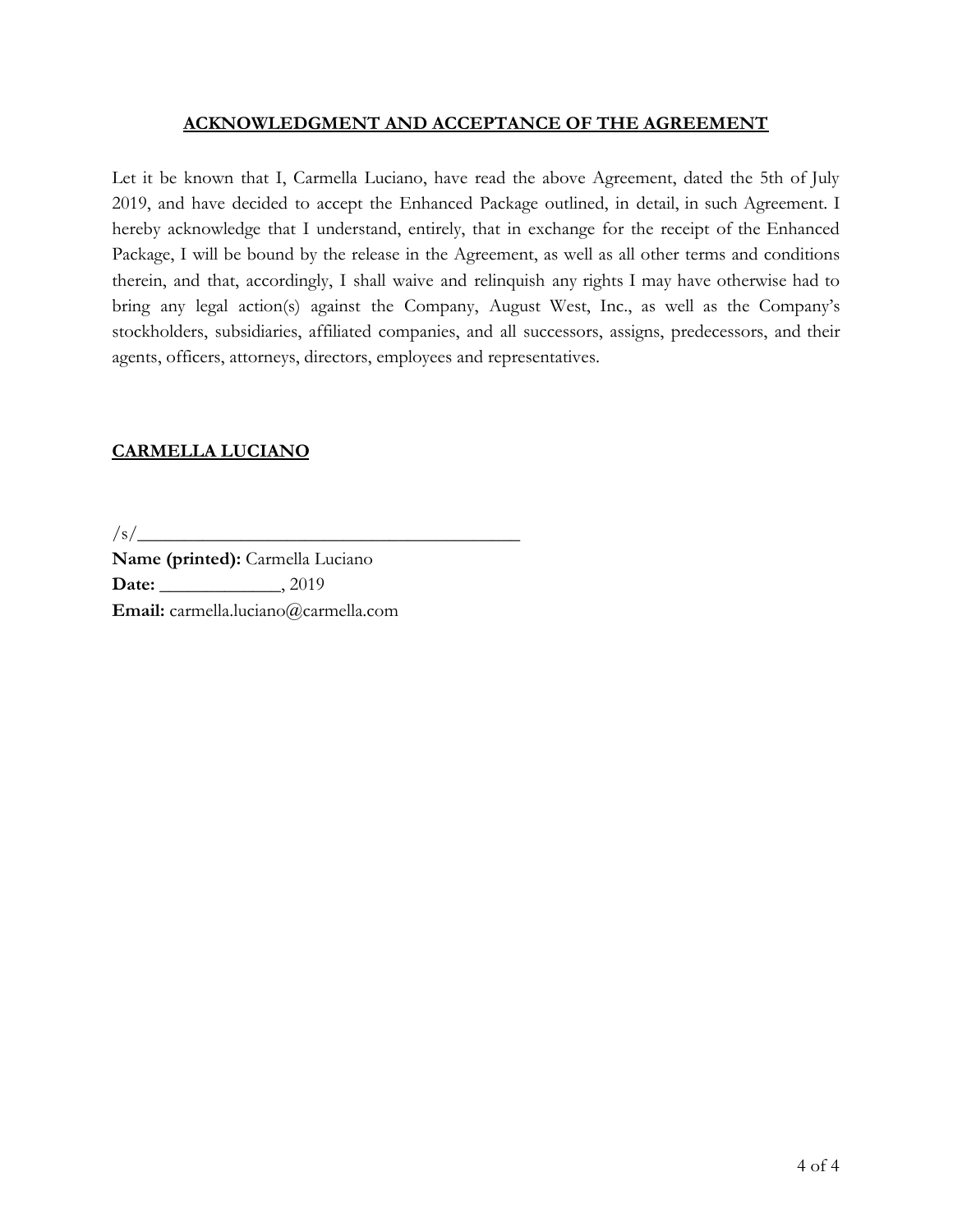**<u>ACKNOWLEDGMENT AND ACCEPTANCE OF THE AGREEMENT</u>**

Let it be known that I, Carmella Luciano, have read the above Agreement, dated the 5th of July 2019, and have decided to accept the Enhanced Package outlined, in detail, in such Agreement. I hereby acknowledge that I understand, entirely, that in exchange for the receipt of the Enhanced Package, I will be bound by the release in the Agreement, as well as all other terms and conditions therein, and that, accordingly, I shall waive and relinquish any rights I may have otherwise had to bring any legal action(s) against the Company, August West, Inc., as well as the Company's stockholders, subsidiaries, affiliated companies, and all successors, assigns, predecessors, and their agents, officers, attorneys, directors, employees and representatives.

**<u>CARMELLA LUCIANO</u>**

/s/___________________________________________

**Name (printed):** Carmella Luciano

**Date:** _____________, 2019

**Email:** carmella.luciano@carmella.com